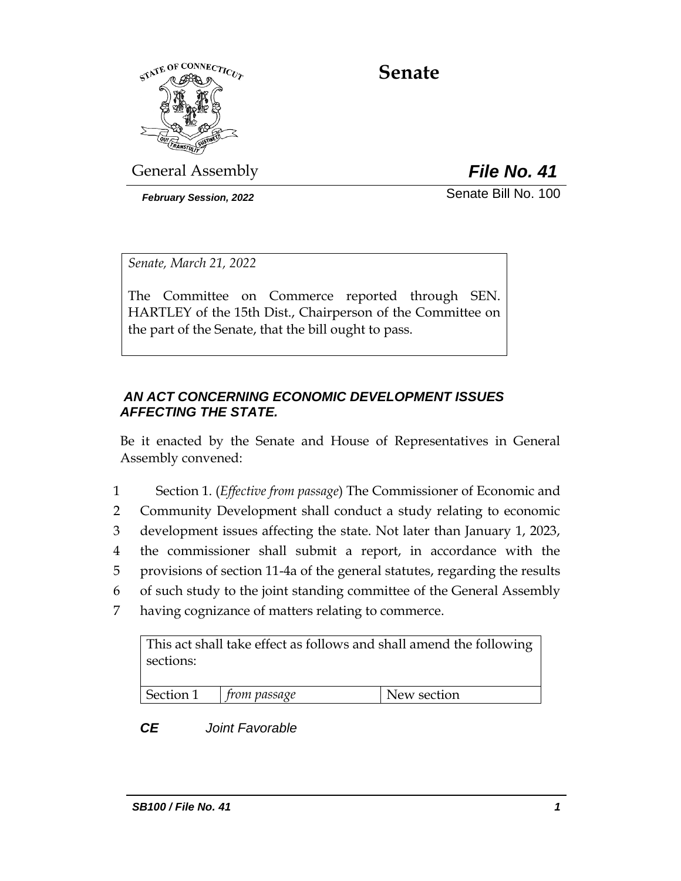# Senate

General Assembly

***File No. 41***

***February Session, 2022***

Senate Bill No. 100

*Senate, March 21, 2022*

The Committee on Commerce reported through SEN. HARTLEY of the 15th Dist., Chairperson of the Committee on the part of the Senate, that the bill ought to pass.

***AN ACT CONCERNING ECONOMIC DEVELOPMENT ISSUES AFFECTING THE STATE.***

Be it enacted by the Senate and House of Representatives in General Assembly convened:

1 Section 1. (*Effective from passage*) The Commissioner of Economic and
2 Community Development shall conduct a study relating to economic
3 development issues affecting the state. Not later than January 1, 2023,
4 the commissioner shall submit a report, in accordance with the
5 provisions of section 11-4a of the general statutes, regarding the results
6 of such study to the joint standing committee of the General Assembly
7 having cognizance of matters relating to commerce.

| This act shall take effect as follows and shall amend the following sections: | | |
|---|---|---|
| Section 1 | *from passage* | New section |

***CE*** *Joint Favorable*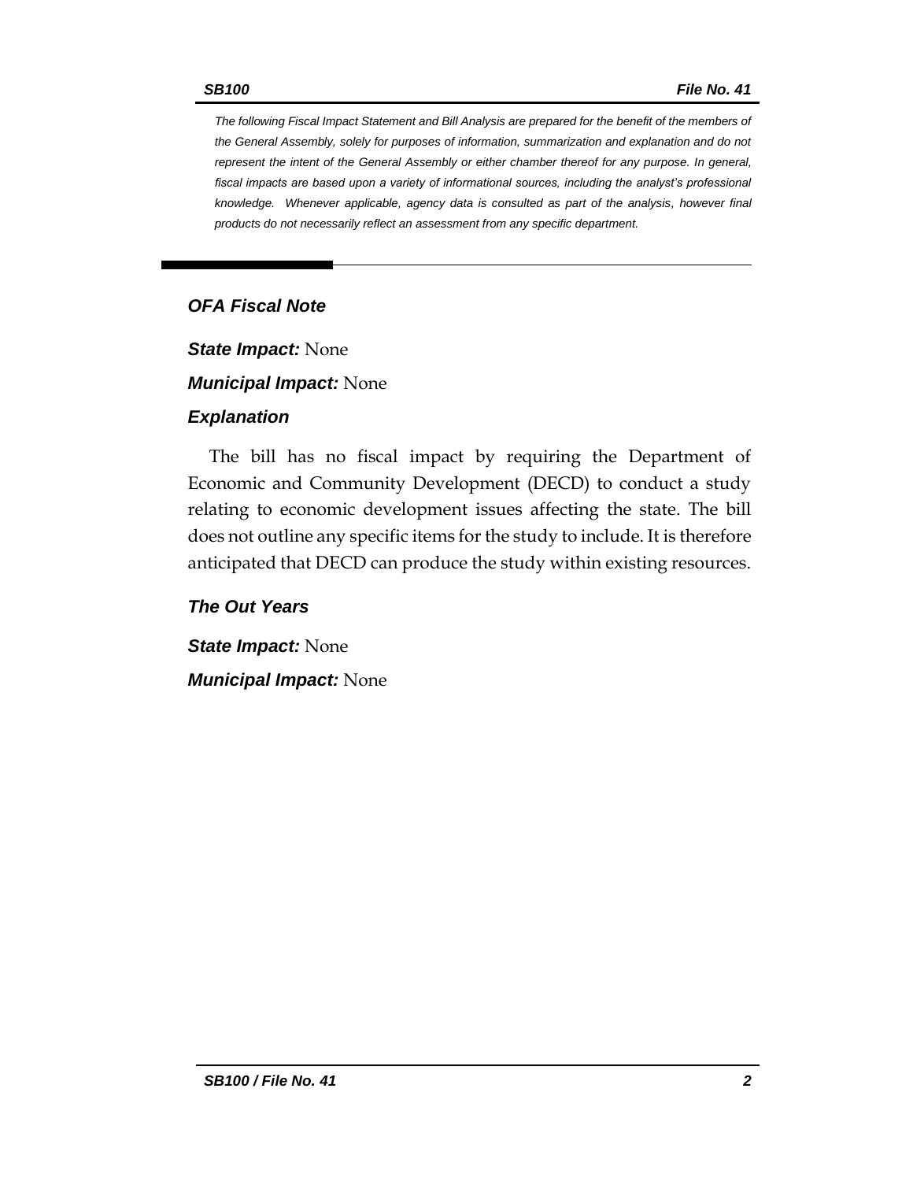*The following Fiscal Impact Statement and Bill Analysis are prepared for the benefit of the members of the General Assembly, solely for purposes of information, summarization and explanation and do not represent the intent of the General Assembly or either chamber thereof for any purpose. In general, fiscal impacts are based upon a variety of informational sources, including the analyst's professional knowledge. Whenever applicable, agency data is consulted as part of the analysis, however final products do not necessarily reflect an assessment from any specific department.*

## *OFA Fiscal Note*

***State Impact:*** None

***Municipal Impact:*** None

### *Explanation*

The bill has no fiscal impact by requiring the Department of Economic and Community Development (DECD) to conduct a study relating to economic development issues affecting the state. The bill does not outline any specific items for the study to include. It is therefore anticipated that DECD can produce the study within existing resources.

### *The Out Years*

***State Impact:*** None

***Municipal Impact:*** None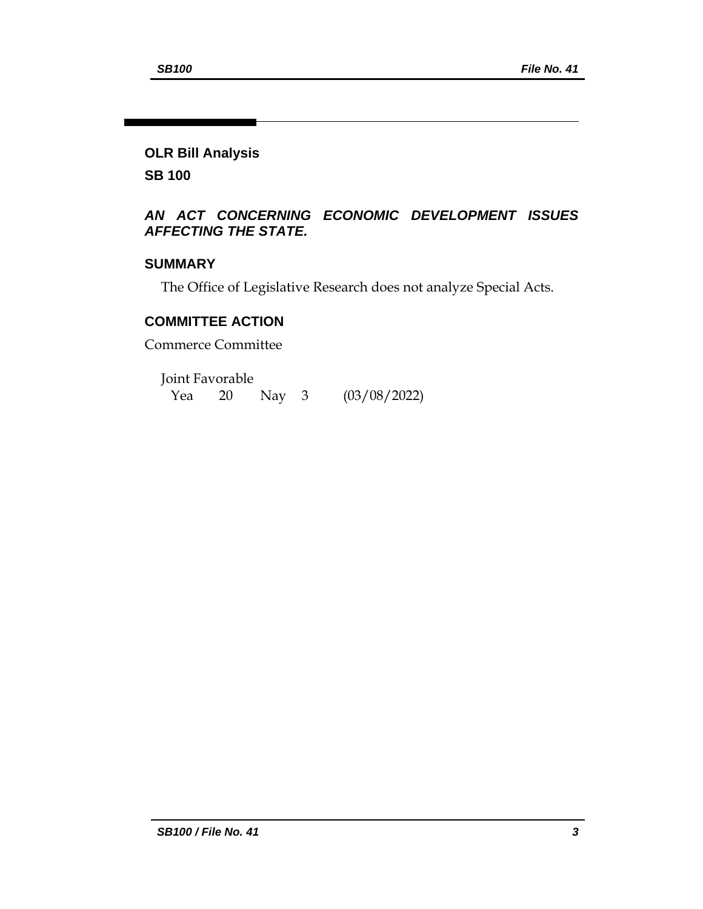# OLR Bill Analysis

## SB 100

### *AN ACT CONCERNING ECONOMIC DEVELOPMENT ISSUES AFFECTING THE STATE.*

## SUMMARY

The Office of Legislative Research does not analyze Special Acts.

## COMMITTEE ACTION

Commerce Committee

Joint Favorable
Yea 20 Nay 3 (03/08/2022)